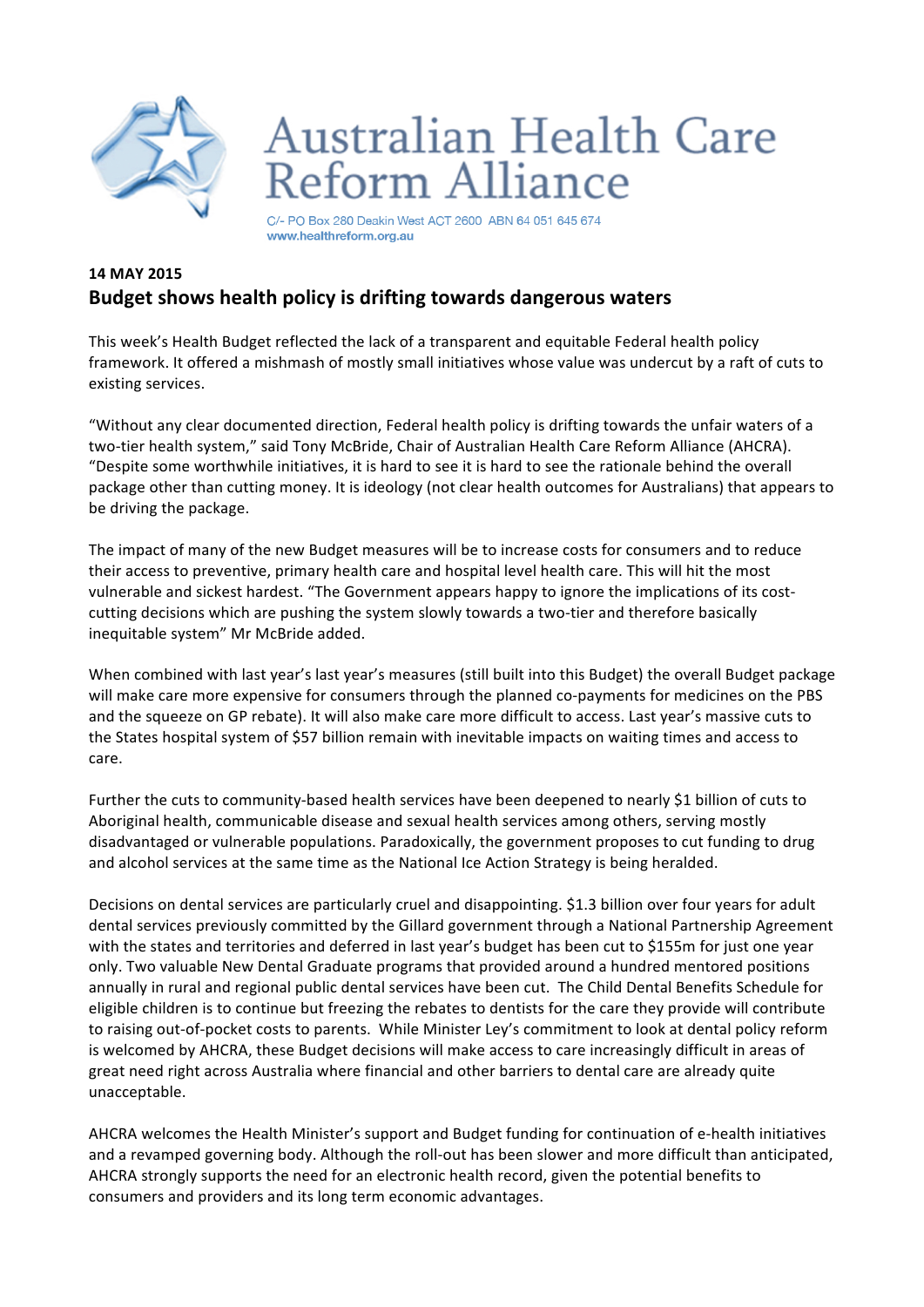# Australian Health Care Reform Alliance

C/- PO Box 280 Deakin West ACT 2600 ABN 64 051 645 674
www.healthreform.org.au

**14 MAY 2015**

## Budget shows health policy is drifting towards dangerous waters

This week's Health Budget reflected the lack of a transparent and equitable Federal health policy framework. It offered a mishmash of mostly small initiatives whose value was undercut by a raft of cuts to existing services.

"Without any clear documented direction, Federal health policy is drifting towards the unfair waters of a two-tier health system," said Tony McBride, Chair of Australian Health Care Reform Alliance (AHCRA). "Despite some worthwhile initiatives, it is hard to see it is hard to see the rationale behind the overall package other than cutting money. It is ideology (not clear health outcomes for Australians) that appears to be driving the package.

The impact of many of the new Budget measures will be to increase costs for consumers and to reduce their access to preventive, primary health care and hospital level health care. This will hit the most vulnerable and sickest hardest. "The Government appears happy to ignore the implications of its cost-cutting decisions which are pushing the system slowly towards a two-tier and therefore basically inequitable system" Mr McBride added.

When combined with last year's last year's measures (still built into this Budget) the overall Budget package will make care more expensive for consumers through the planned co-payments for medicines on the PBS and the squeeze on GP rebate). It will also make care more difficult to access. Last year's massive cuts to the States hospital system of $57 billion remain with inevitable impacts on waiting times and access to care.

Further the cuts to community-based health services have been deepened to nearly $1 billion of cuts to Aboriginal health, communicable disease and sexual health services among others, serving mostly disadvantaged or vulnerable populations. Paradoxically, the government proposes to cut funding to drug and alcohol services at the same time as the National Ice Action Strategy is being heralded.

Decisions on dental services are particularly cruel and disappointing. $1.3 billion over four years for adult dental services previously committed by the Gillard government through a National Partnership Agreement with the states and territories and deferred in last year's budget has been cut to $155m for just one year only. Two valuable New Dental Graduate programs that provided around a hundred mentored positions annually in rural and regional public dental services have been cut. The Child Dental Benefits Schedule for eligible children is to continue but freezing the rebates to dentists for the care they provide will contribute to raising out-of-pocket costs to parents. While Minister Ley's commitment to look at dental policy reform is welcomed by AHCRA, these Budget decisions will make access to care increasingly difficult in areas of great need right across Australia where financial and other barriers to dental care are already quite unacceptable.

AHCRA welcomes the Health Minister's support and Budget funding for continuation of e-health initiatives and a revamped governing body. Although the roll-out has been slower and more difficult than anticipated, AHCRA strongly supports the need for an electronic health record, given the potential benefits to consumers and providers and its long term economic advantages.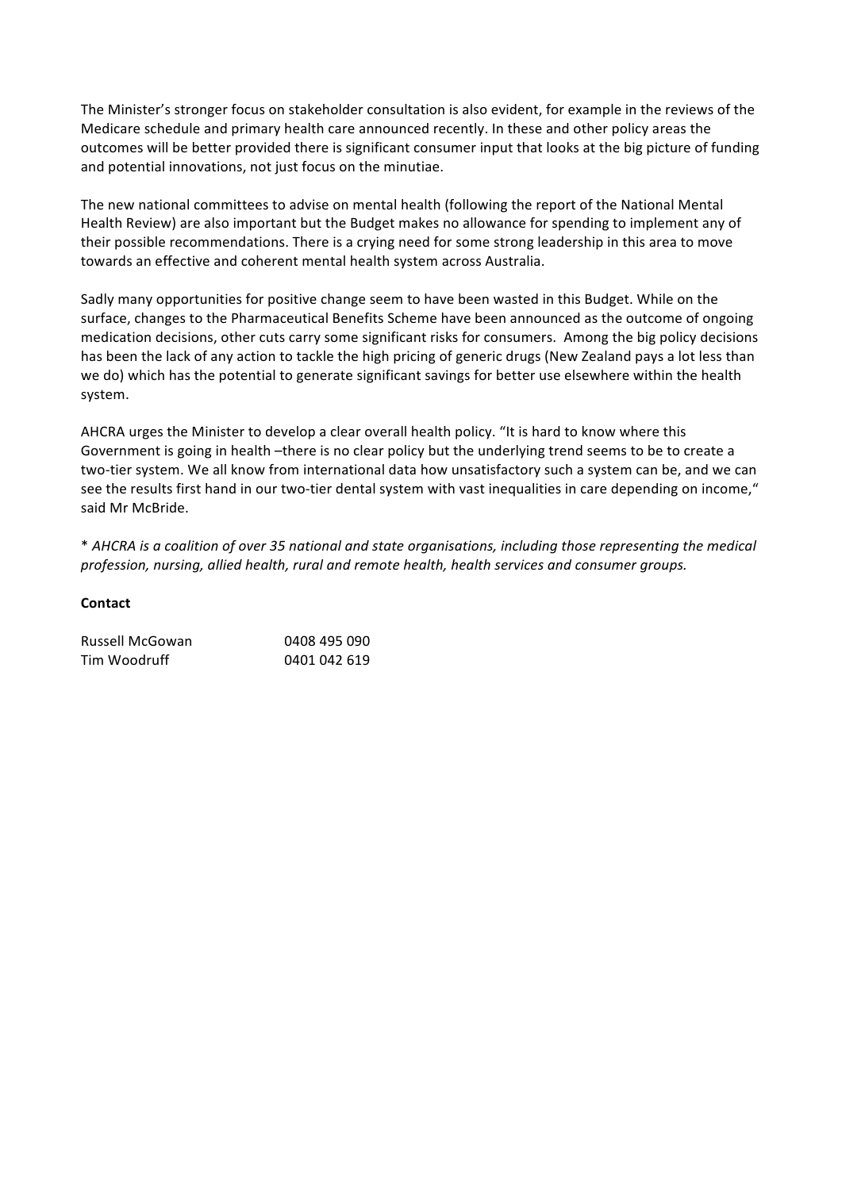The Minister's stronger focus on stakeholder consultation is also evident, for example in the reviews of the Medicare schedule and primary health care announced recently. In these and other policy areas the outcomes will be better provided there is significant consumer input that looks at the big picture of funding and potential innovations, not just focus on the minutiae.

The new national committees to advise on mental health (following the report of the National Mental Health Review) are also important but the Budget makes no allowance for spending to implement any of their possible recommendations. There is a crying need for some strong leadership in this area to move towards an effective and coherent mental health system across Australia.

Sadly many opportunities for positive change seem to have been wasted in this Budget. While on the surface, changes to the Pharmaceutical Benefits Scheme have been announced as the outcome of ongoing medication decisions, other cuts carry some significant risks for consumers. Among the big policy decisions has been the lack of any action to tackle the high pricing of generic drugs (New Zealand pays a lot less than we do) which has the potential to generate significant savings for better use elsewhere within the health system.

AHCRA urges the Minister to develop a clear overall health policy. "It is hard to know where this Government is going in health –there is no clear policy but the underlying trend seems to be to create a two-tier system. We all know from international data how unsatisfactory such a system can be, and we can see the results first hand in our two-tier dental system with vast inequalities in care depending on income," said Mr McBride.

\* *AHCRA is a coalition of over 35 national and state organisations, including those representing the medical profession, nursing, allied health, rural and remote health, health services and consumer groups.*

**Contact**

Russell McGowan 0408 495 090
Tim Woodruff 0401 042 619